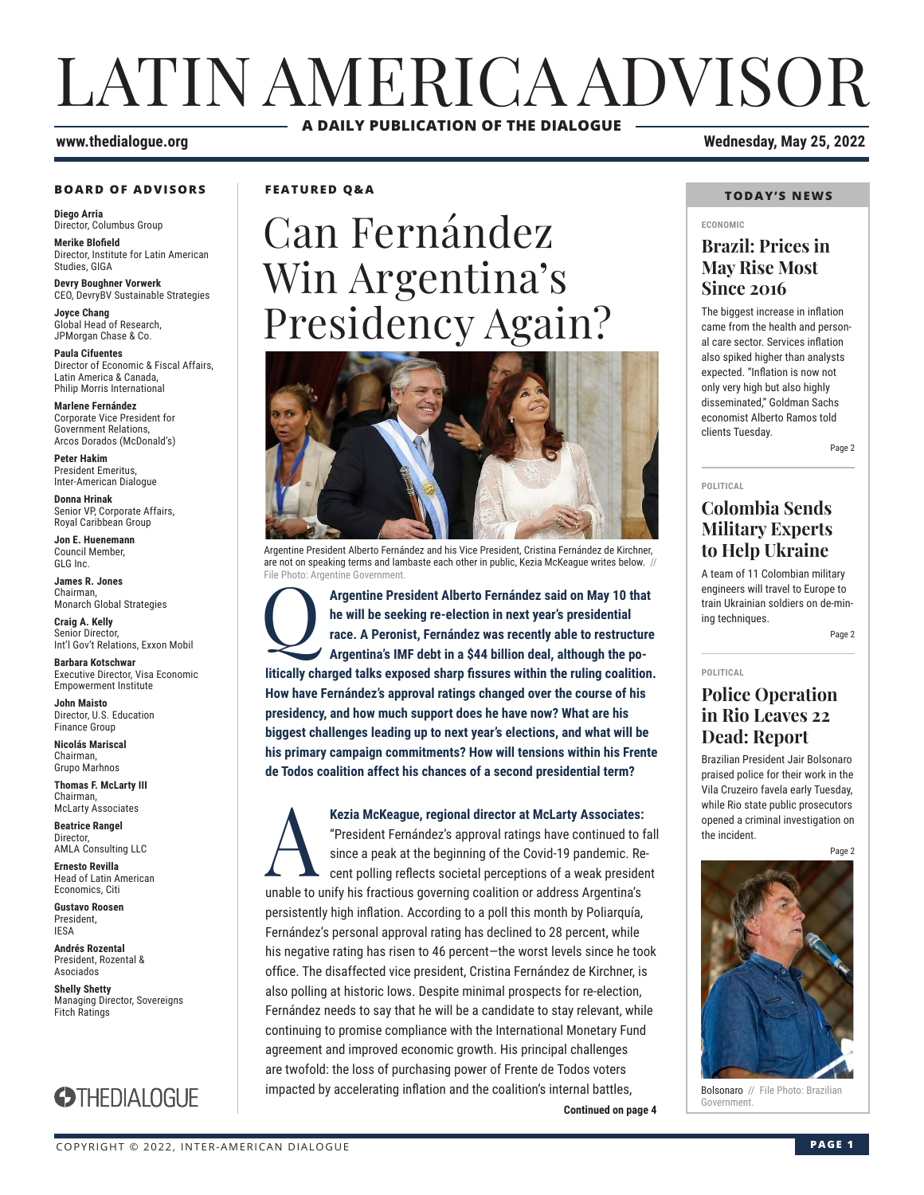# LATIN AMERICA ADVISOR

**A DAILY PUBLICATION OF THE DIALOGUE**

**www.thedialogue.org** **Wednesday, May 25, 2022**

### BOARD OF ADVISORS

**Diego Arria**
Director, Columbus Group

**Merike Blofield**
Director, Institute for Latin American Studies, GIGA

**Devry Boughner Vorwerk**
CEO, DevryBV Sustainable Strategies

**Joyce Chang**
Global Head of Research, JPMorgan Chase & Co.

**Paula Cifuentes**
Director of Economic & Fiscal Affairs, Latin America & Canada, Philip Morris International

**Marlene Fernández**
Corporate Vice President for Government Relations, Arcos Dorados (McDonald's)

**Peter Hakim**
President Emeritus, Inter-American Dialogue

**Donna Hrinak**
Senior VP, Corporate Affairs, Royal Caribbean Group

**Jon E. Huenemann**
Council Member, GLG Inc.

**James R. Jones**
Chairman, Monarch Global Strategies

**Craig A. Kelly**
Senior Director, Int'l Gov't Relations, Exxon Mobil

**Barbara Kotschwar**
Executive Director, Visa Economic Empowerment Institute

**John Maisto**
Director, U.S. Education Finance Group

**Nicolás Mariscal**
Chairman, Grupo Marhnos

**Thomas F. McLarty III**
Chairman, McLarty Associates

**Beatrice Rangel**
Director, AMLA Consulting LLC

**Ernesto Revilla**
Head of Latin American Economics, Citi

**Gustavo Roosen**
President, IESA

**Andrés Rozental**
President, Rozental & Asociados

**Shelly Shetty**
Managing Director, Sovereigns Fitch Ratings

THEDIALOGUE

### FEATURED Q&A

# Can Fernández Win Argentina's Presidency Again?

Argentine President Alberto Fernández and his Vice President, Cristina Fernández de Kirchner, are not on speaking terms and lambaste each other in public, Kezia McKeague writes below. // File Photo: Argentine Government.

**Q: Argentine President Alberto Fernández said on May 10 that he will be seeking re-election in next year's presidential race. A Peronist, Fernández was recently able to restructure Argentina's IMF debt in a $44 billion deal, although the politically charged talks exposed sharp fissures within the ruling coalition. How have Fernández's approval ratings changed over the course of his presidency, and how much support does he have now? What are his biggest challenges leading up to next year's elections, and what will be his primary campaign commitments? How will tensions within his Frente de Todos coalition affect his chances of a second presidential term?**

**A: Kezia McKeague, regional director at McLarty Associates:** "President Fernández's approval ratings have continued to fall since a peak at the beginning of the Covid-19 pandemic. Recent polling reflects societal perceptions of a weak president unable to unify his fractious governing coalition or address Argentina's persistently high inflation. According to a poll this month by Poliarquía, Fernández's personal approval rating has declined to 28 percent, while his negative rating has risen to 46 percent—the worst levels since he took office. The disaffected vice president, Cristina Fernández de Kirchner, is also polling at historic lows. Despite minimal prospects for re-election, Fernández needs to say that he will be a candidate to stay relevant, while continuing to promise compliance with the International Monetary Fund agreement and improved economic growth. His principal challenges are twofold: the loss of purchasing power of Frente de Todos voters impacted by accelerating inflation and the coalition's internal battles,

**Continued on page 4**

### TODAY'S NEWS

ECONOMIC

## Brazil: Prices in May Rise Most Since 2016

The biggest increase in inflation came from the health and personal care sector. Services inflation also spiked higher than analysts expected. "Inflation is now not only very high but also highly disseminated," Goldman Sachs economist Alberto Ramos told clients Tuesday.

Page 2

POLITICAL

## Colombia Sends Military Experts to Help Ukraine

A team of 11 Colombian military engineers will travel to Europe to train Ukrainian soldiers on de-mining techniques.

Page 2

POLITICAL

## Police Operation in Rio Leaves 22 Dead: Report

Brazilian President Jair Bolsonaro praised police for their work in the Vila Cruzeiro favela early Tuesday, while Rio state public prosecutors opened a criminal investigation on the incident.

Page 2

Bolsonaro // File Photo: Brazilian Government.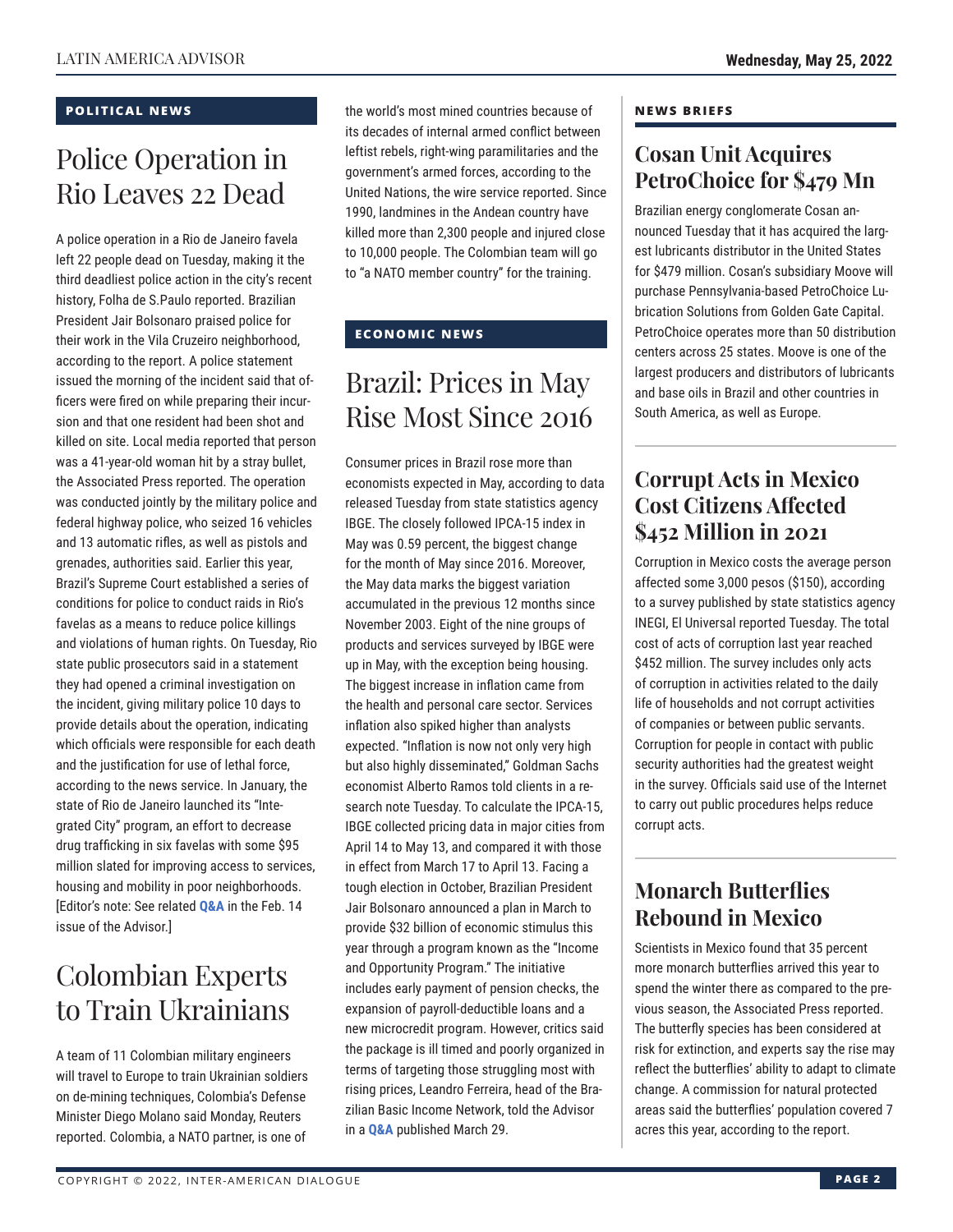## POLITICAL NEWS

# Police Operation in Rio Leaves 22 Dead

A police operation in a Rio de Janeiro favela left 22 people dead on Tuesday, making it the third deadliest police action in the city's recent history, Folha de S.Paulo reported. Brazilian President Jair Bolsonaro praised police for their work in the Vila Cruzeiro neighborhood, according to the report. A police statement issued the morning of the incident said that officers were fired on while preparing their incursion and that one resident had been shot and killed on site. Local media reported that person was a 41-year-old woman hit by a stray bullet, the Associated Press reported. The operation was conducted jointly by the military police and federal highway police, who seized 16 vehicles and 13 automatic rifles, as well as pistols and grenades, authorities said. Earlier this year, Brazil's Supreme Court established a series of conditions for police to conduct raids in Rio's favelas as a means to reduce police killings and violations of human rights. On Tuesday, Rio state public prosecutors said in a statement they had opened a criminal investigation on the incident, giving military police 10 days to provide details about the operation, indicating which officials were responsible for each death and the justification for use of lethal force, according to the news service. In January, the state of Rio de Janeiro launched its "Integrated City" program, an effort to decrease drug trafficking in six favelas with some $95 million slated for improving access to services, housing and mobility in poor neighborhoods. [Editor's note: See related **Q&A** in the Feb. 14 issue of the Advisor.]

# Colombian Experts to Train Ukrainians

A team of 11 Colombian military engineers will travel to Europe to train Ukrainian soldiers on de-mining techniques, Colombia's Defense Minister Diego Molano said Monday, Reuters reported. Colombia, a NATO partner, is one of the world's most mined countries because of its decades of internal armed conflict between leftist rebels, right-wing paramilitaries and the government's armed forces, according to the United Nations, the wire service reported. Since 1990, landmines in the Andean country have killed more than 2,300 people and injured close to 10,000 people. The Colombian team will go to "a NATO member country" for the training.

## ECONOMIC NEWS

# Brazil: Prices in May Rise Most Since 2016

Consumer prices in Brazil rose more than economists expected in May, according to data released Tuesday from state statistics agency IBGE. The closely followed IPCA-15 index in May was 0.59 percent, the biggest change for the month of May since 2016. Moreover, the May data marks the biggest variation accumulated in the previous 12 months since November 2003. Eight of the nine groups of products and services surveyed by IBGE were up in May, with the exception being housing. The biggest increase in inflation came from the health and personal care sector. Services inflation also spiked higher than analysts expected. "Inflation is now not only very high but also highly disseminated," Goldman Sachs economist Alberto Ramos told clients in a research note Tuesday. To calculate the IPCA-15, IBGE collected pricing data in major cities from April 14 to May 13, and compared it with those in effect from March 17 to April 13. Facing a tough election in October, Brazilian President Jair Bolsonaro announced a plan in March to provide $32 billion of economic stimulus this year through a program known as the "Income and Opportunity Program." The initiative includes early payment of pension checks, the expansion of payroll-deductible loans and a new microcredit program. However, critics said the package is ill timed and poorly organized in terms of targeting those struggling most with rising prices, Leandro Ferreira, head of the Brazilian Basic Income Network, told the Advisor in a **Q&A** published March 29.

## NEWS BRIEFS

### Cosan Unit Acquires PetroChoice for $479 Mn

Brazilian energy conglomerate Cosan announced Tuesday that it has acquired the largest lubricants distributor in the United States for $479 million. Cosan's subsidiary Moove will purchase Pennsylvania-based PetroChoice Lubrication Solutions from Golden Gate Capital. PetroChoice operates more than 50 distribution centers across 25 states. Moove is one of the largest producers and distributors of lubricants and base oils in Brazil and other countries in South America, as well as Europe.

### Corrupt Acts in Mexico Cost Citizens Affected $452 Million in 2021

Corruption in Mexico costs the average person affected some 3,000 pesos ($150), according to a survey published by state statistics agency INEGI, El Universal reported Tuesday. The total cost of acts of corruption last year reached $452 million. The survey includes only acts of corruption in activities related to the daily life of households and not corrupt activities of companies or between public servants. Corruption for people in contact with public security authorities had the greatest weight in the survey. Officials said use of the Internet to carry out public procedures helps reduce corrupt acts.

### Monarch Butterflies Rebound in Mexico

Scientists in Mexico found that 35 percent more monarch butterflies arrived this year to spend the winter there as compared to the previous season, the Associated Press reported. The butterfly species has been considered at risk for extinction, and experts say the rise may reflect the butterflies' ability to adapt to climate change. A commission for natural protected areas said the butterflies' population covered 7 acres this year, according to the report.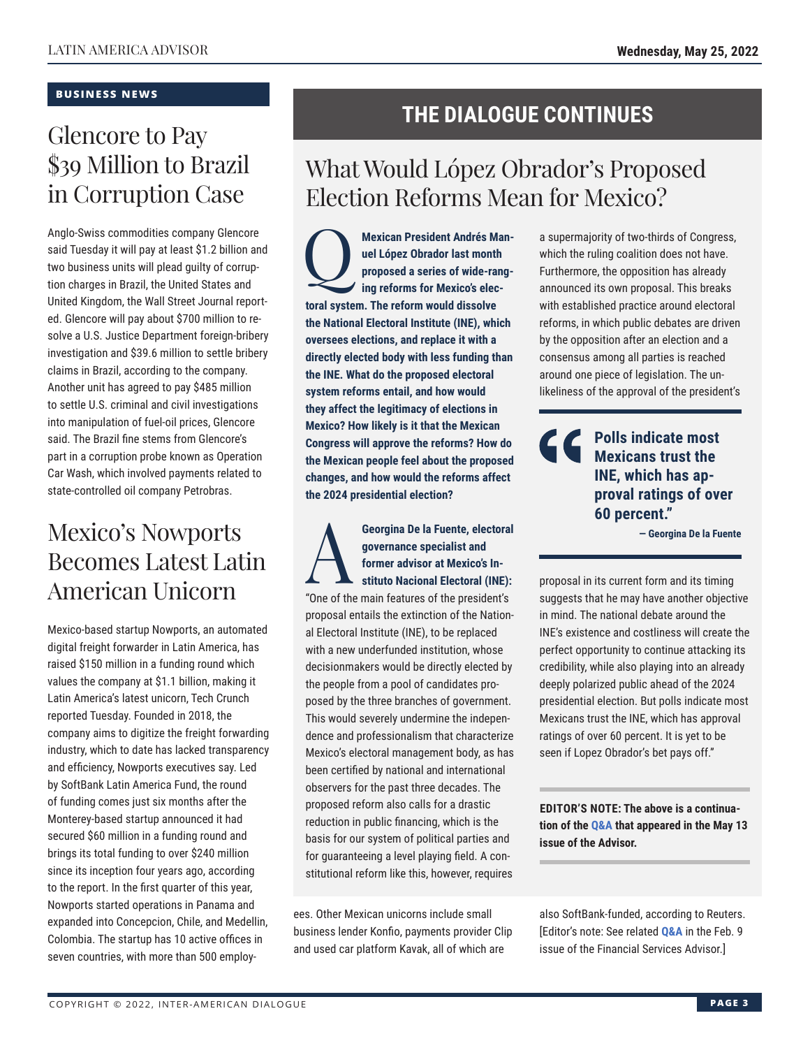## BUSINESS NEWS

# Glencore to Pay $39 Million to Brazil in Corruption Case

Anglo-Swiss commodities company Glencore said Tuesday it will pay at least $1.2 billion and two business units will plead guilty of corruption charges in Brazil, the United States and United Kingdom, the Wall Street Journal reported. Glencore will pay about $700 million to resolve a U.S. Justice Department foreign-bribery investigation and $39.6 million to settle bribery claims in Brazil, according to the company. Another unit has agreed to pay $485 million to settle U.S. criminal and civil investigations into manipulation of fuel-oil prices, Glencore said. The Brazil fine stems from Glencore's part in a corruption probe known as Operation Car Wash, which involved payments related to state-controlled oil company Petrobras.

# Mexico's Nowports Becomes Latest Latin American Unicorn

Mexico-based startup Nowports, an automated digital freight forwarder in Latin America, has raised $150 million in a funding round which values the company at $1.1 billion, making it Latin America's latest unicorn, Tech Crunch reported Tuesday. Founded in 2018, the company aims to digitize the freight forwarding industry, which to date has lacked transparency and efficiency, Nowports executives say. Led by SoftBank Latin America Fund, the round of funding comes just six months after the Monterey-based startup announced it had secured $60 million in a funding round and brings its total funding to over $240 million since its inception four years ago, according to the report. In the first quarter of this year, Nowports started operations in Panama and expanded into Concepcion, Chile, and Medellin, Colombia. The startup has 10 active offices in seven countries, with more than 500 employees. Other Mexican unicorns include small business lender Konfio, payments provider Clip and used car platform Kavak, all of which are also SoftBank-funded, according to Reuters. [Editor's note: See related Q&A in the Feb. 9 issue of the Financial Services Advisor.]

## THE DIALOGUE CONTINUES

# What Would López Obrador's Proposed Election Reforms Mean for Mexico?

**Q: Mexican President Andrés Manuel López Obrador last month proposed a series of wide-ranging reforms for Mexico's electoral system. The reform would dissolve the National Electoral Institute (INE), which oversees elections, and replace it with a directly elected body with less funding than the INE. What do the proposed electoral system reforms entail, and how would they affect the legitimacy of elections in Mexico? How likely is it that the Mexican Congress will approve the reforms? How do the Mexican people feel about the proposed changes, and how would the reforms affect the 2024 presidential election?**

**A: Georgina De la Fuente, electoral governance specialist and former advisor at Mexico's Instituto Nacional Electoral (INE):** "One of the main features of the president's proposal entails the extinction of the National Electoral Institute (INE), to be replaced with a new underfunded institution, whose decisionmakers would be directly elected by the people from a pool of candidates proposed by the three branches of government. This would severely undermine the independence and professionalism that characterize Mexico's electoral management body, as has been certified by national and international observers for the past three decades. The proposed reform also calls for a drastic reduction in public financing, which is the basis for our system of political parties and for guaranteeing a level playing field. A constitutional reform like this, however, requires a supermajority of two-thirds of Congress, which the ruling coalition does not have. Furthermore, the opposition has already announced its own proposal. This breaks with established practice around electoral reforms, in which public debates are driven by the opposition after an election and a consensus among all parties is reached around one piece of legislation. The unlikeliness of the approval of the president's proposal in its current form and its timing suggests that he may have another objective in mind. The national debate around the INE's existence and costliness will create the perfect opportunity to continue attacking its credibility, while also playing into an already deeply polarized public ahead of the 2024 presidential election. But polls indicate most Mexicans trust the INE, which has approval ratings of over 60 percent. It is yet to be seen if Lopez Obrador's bet pays off."

> **"Polls indicate most Mexicans trust the INE, which has approval ratings of over 60 percent."**
> — Georgina De la Fuente

**EDITOR'S NOTE: The above is a continuation of the Q&A that appeared in the May 13 issue of the Advisor.**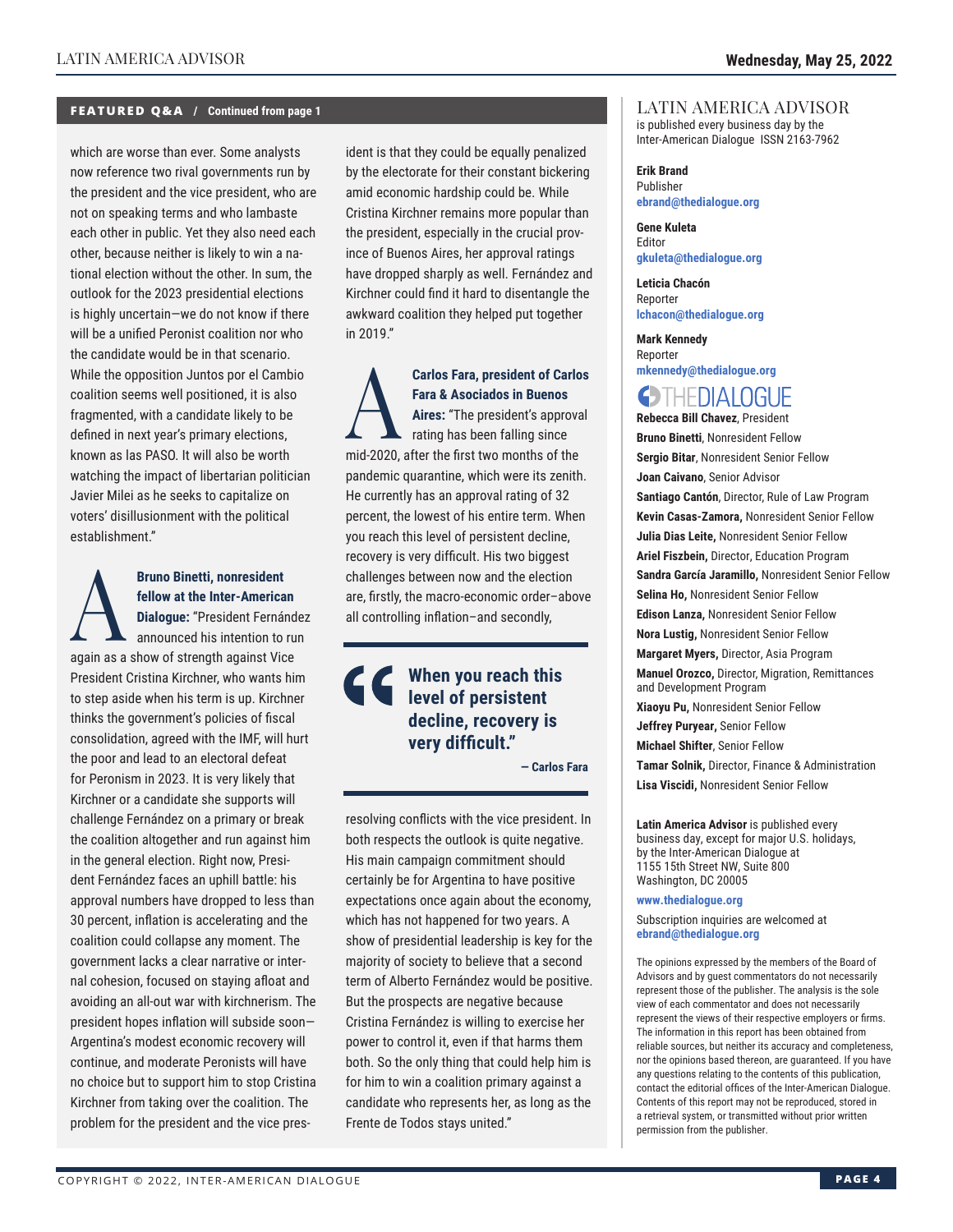**FEATURED Q&A / Continued from page 1**

which are worse than ever. Some analysts now reference two rival governments run by the president and the vice president, who are not on speaking terms and who lambaste each other in public. Yet they also need each other, because neither is likely to win a national election without the other. In sum, the outlook for the 2023 presidential elections is highly uncertain—we do not know if there will be a unified Peronist coalition nor who the candidate would be in that scenario. While the opposition Juntos por el Cambio coalition seems well positioned, it is also fragmented, with a candidate likely to be defined in next year's primary elections, known as las PASO. It will also be worth watching the impact of libertarian politician Javier Milei as he seeks to capitalize on voters' disillusionment with the political establishment."

**A** **Bruno Binetti, nonresident fellow at the Inter-American Dialogue:** "President Fernández announced his intention to run again as a show of strength against Vice President Cristina Kirchner, who wants him to step aside when his term is up. Kirchner thinks the government's policies of fiscal consolidation, agreed with the IMF, will hurt the poor and lead to an electoral defeat for Peronism in 2023. It is very likely that Kirchner or a candidate she supports will challenge Fernández on a primary or break the coalition altogether and run against him in the general election. Right now, President Fernández faces an uphill battle: his approval numbers have dropped to less than 30 percent, inflation is accelerating and the coalition could collapse any moment. The government lacks a clear narrative or internal cohesion, focused on staying afloat and avoiding an all-out war with kirchnerism. The president hopes inflation will subside soon—Argentina's modest economic recovery will continue, and moderate Peronists will have no choice but to support him to stop Cristina Kirchner from taking over the coalition. The problem for the president and the vice president is that they could be equally penalized by the electorate for their constant bickering amid economic hardship could be. While Cristina Kirchner remains more popular than the president, especially in the crucial province of Buenos Aires, her approval ratings have dropped sharply as well. Fernández and Kirchner could find it hard to disentangle the awkward coalition they helped put together in 2019."

**A** **Carlos Fara, president of Carlos Fara & Asociados in Buenos Aires:** "The president's approval rating has been falling since mid-2020, after the first two months of the pandemic quarantine, which were its zenith. He currently has an approval rating of 32 percent, the lowest of his entire term. When you reach this level of persistent decline, recovery is very difficult. His two biggest challenges between now and the election are, firstly, the macro-economic order–above all controlling inflation–and secondly, resolving conflicts with the vice president. In both respects the outlook is quite negative. His main campaign commitment should certainly be for Argentina to have positive expectations once again about the economy, which has not happened for two years. A show of presidential leadership is key for the majority of society to believe that a second term of Alberto Fernández would be positive. But the prospects are negative because Cristina Fernández is willing to exercise her power to control it, even if that harms them both. So the only thing that could help him is for him to win a coalition primary against a candidate who represents her, as long as the Frente de Todos stays united."

> **"When you reach this level of persistent decline, recovery is very difficult."**
>
> **— Carlos Fara**

---

LATIN AMERICA ADVISOR
is published every business day by the Inter-American Dialogue ISSN 2163-7962

**Erik Brand**
Publisher
**ebrand@thedialogue.org**

**Gene Kuleta**
Editor
**gkuleta@thedialogue.org**

**Leticia Chacón**
Reporter
**lchacon@thedialogue.org**

**Mark Kennedy**
Reporter
**mkennedy@thedialogue.org**

THEDIALOGUE

**Rebecca Bill Chavez**, President
**Bruno Binetti**, Nonresident Fellow
**Sergio Bitar**, Nonresident Senior Fellow
**Joan Caivano**, Senior Advisor
**Santiago Cantón**, Director, Rule of Law Program
**Kevin Casas-Zamora,** Nonresident Senior Fellow
**Julia Dias Leite,** Nonresident Senior Fellow
**Ariel Fiszbein,** Director, Education Program
**Sandra García Jaramillo,** Nonresident Senior Fellow
**Selina Ho,** Nonresident Senior Fellow
**Edison Lanza,** Nonresident Senior Fellow
**Nora Lustig,** Nonresident Senior Fellow
**Margaret Myers,** Director, Asia Program
**Manuel Orozco,** Director, Migration, Remittances and Development Program
**Xiaoyu Pu,** Nonresident Senior Fellow
**Jeffrey Puryear,** Senior Fellow
**Michael Shifter**, Senior Fellow
**Tamar Solnik,** Director, Finance & Administration
**Lisa Viscidi,** Nonresident Senior Fellow

**Latin America Advisor** is published every business day, except for major U.S. holidays, by the Inter-American Dialogue at 1155 15th Street NW, Suite 800 Washington, DC 20005

**www.thedialogue.org**

Subscription inquiries are welcomed at **ebrand@thedialogue.org**

The opinions expressed by the members of the Board of Advisors and by guest commentators do not necessarily represent those of the publisher. The analysis is the sole view of each commentator and does not necessarily represent the views of their respective employers or firms. The information in this report has been obtained from reliable sources, but neither its accuracy and completeness, nor the opinions based thereon, are guaranteed. If you have any questions relating to the contents of this publication, contact the editorial offices of the Inter-American Dialogue. Contents of this report may not be reproduced, stored in a retrieval system, or transmitted without prior written permission from the publisher.